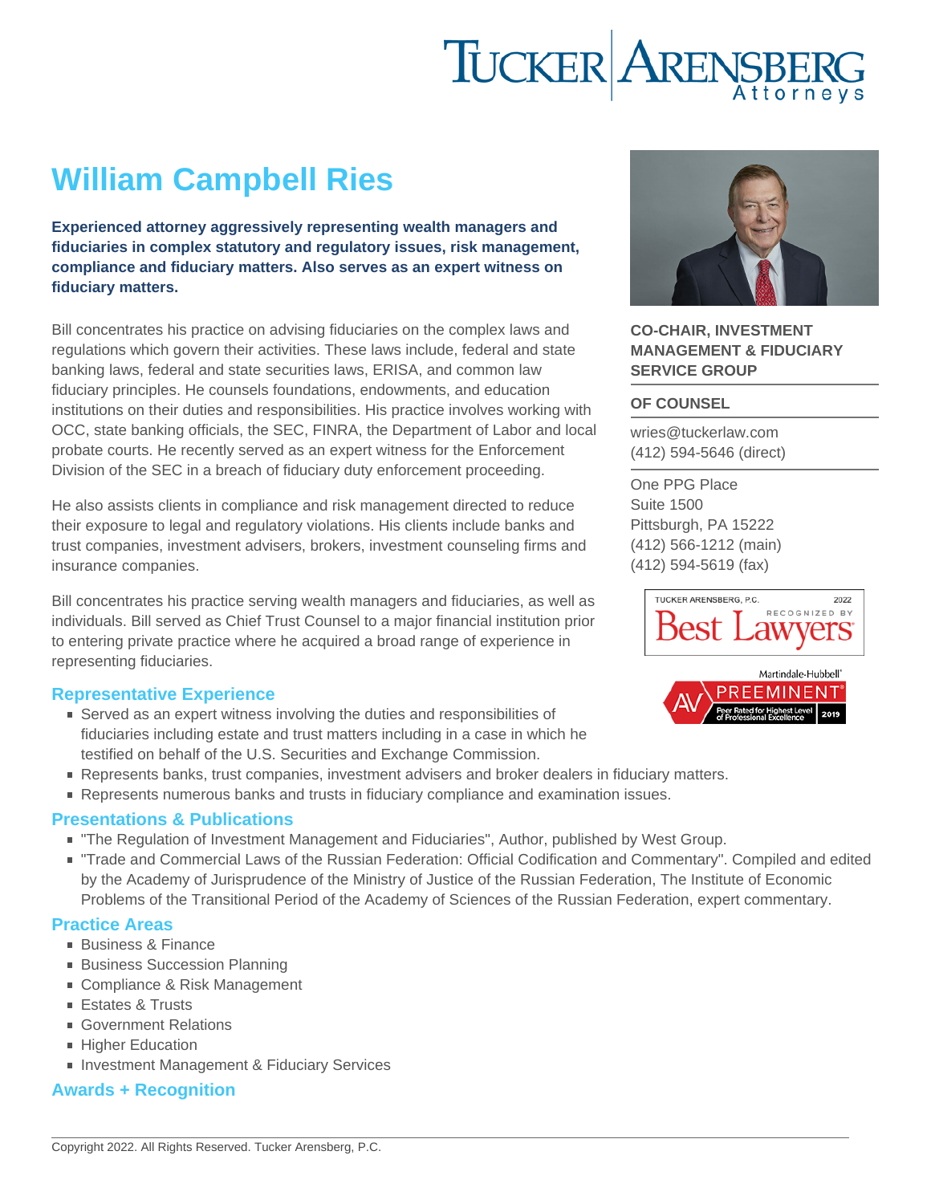# William Campbell Ries

**Experienced attorney aggressively representing wealth managers and fiduciaries in complex statutory and regulatory issues, risk management, compliance and fiduciary matters. Also serves as an expert witness on fiduciary matters.**

**CO-CHAIR, INVESTMENT MANAGEMENT & FIDUCIARY SERVICE GROUP**

**OF COUNSEL**

wries@tuckerlaw.com
(412) 594-5646 (direct)

One PPG Place
Suite 1500
Pittsburgh, PA 15222
(412) 566-1212 (main)
(412) 594-5619 (fax)

Bill concentrates his practice on advising fiduciaries on the complex laws and regulations which govern their activities. These laws include, federal and state banking laws, federal and state securities laws, ERISA, and common law fiduciary principles. He counsels foundations, endowments, and education institutions on their duties and responsibilities. His practice involves working with OCC, state banking officials, the SEC, FINRA, the Department of Labor and local probate courts. He recently served as an expert witness for the Enforcement Division of the SEC in a breach of fiduciary duty enforcement proceeding.

He also assists clients in compliance and risk management directed to reduce their exposure to legal and regulatory violations. His clients include banks and trust companies, investment advisers, brokers, investment counseling firms and insurance companies.

Bill concentrates his practice serving wealth managers and fiduciaries, as well as individuals. Bill served as Chief Trust Counsel to a major financial institution prior to entering private practice where he acquired a broad range of experience in representing fiduciaries.

## Representative Experience

- Served as an expert witness involving the duties and responsibilities of fiduciaries including estate and trust matters including in a case in which he testified on behalf of the U.S. Securities and Exchange Commission.
- Represents banks, trust companies, investment advisers and broker dealers in fiduciary matters.
- Represents numerous banks and trusts in fiduciary compliance and examination issues.

## Presentations & Publications

- "The Regulation of Investment Management and Fiduciaries", Author, published by West Group.
- "Trade and Commercial Laws of the Russian Federation: Official Codification and Commentary". Compiled and edited by the Academy of Jurisprudence of the Ministry of Justice of the Russian Federation, The Institute of Economic Problems of the Transitional Period of the Academy of Sciences of the Russian Federation, expert commentary.

## Practice Areas

- Business & Finance
- Business Succession Planning
- Compliance & Risk Management
- Estates & Trusts
- Government Relations
- Higher Education
- Investment Management & Fiduciary Services

## Awards + Recognition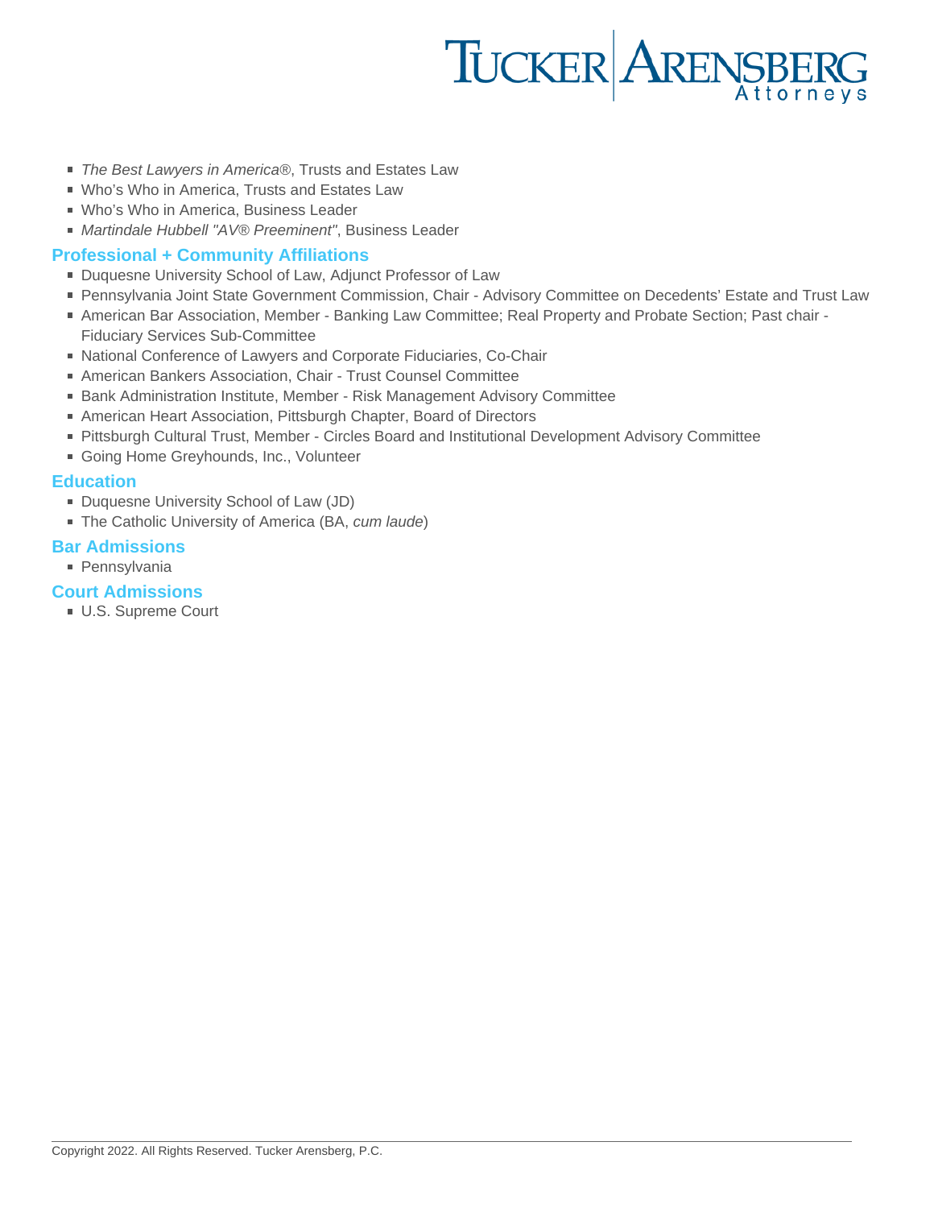- *The Best Lawyers in America®*, Trusts and Estates Law
- Who's Who in America, Trusts and Estates Law
- Who's Who in America, Business Leader
- *Martindale Hubbell "AV® Preeminent"*, Business Leader

## Professional + Community Affiliations

- Duquesne University School of Law, Adjunct Professor of Law
- Pennsylvania Joint State Government Commission, Chair - Advisory Committee on Decedents' Estate and Trust Law
- American Bar Association, Member - Banking Law Committee; Real Property and Probate Section; Past chair - Fiduciary Services Sub-Committee
- National Conference of Lawyers and Corporate Fiduciaries, Co-Chair
- American Bankers Association, Chair - Trust Counsel Committee
- Bank Administration Institute, Member - Risk Management Advisory Committee
- American Heart Association, Pittsburgh Chapter, Board of Directors
- Pittsburgh Cultural Trust, Member - Circles Board and Institutional Development Advisory Committee
- Going Home Greyhounds, Inc., Volunteer

## Education

- Duquesne University School of Law (JD)
- The Catholic University of America (BA, *cum laude*)

## Bar Admissions

- Pennsylvania

## Court Admissions

- U.S. Supreme Court